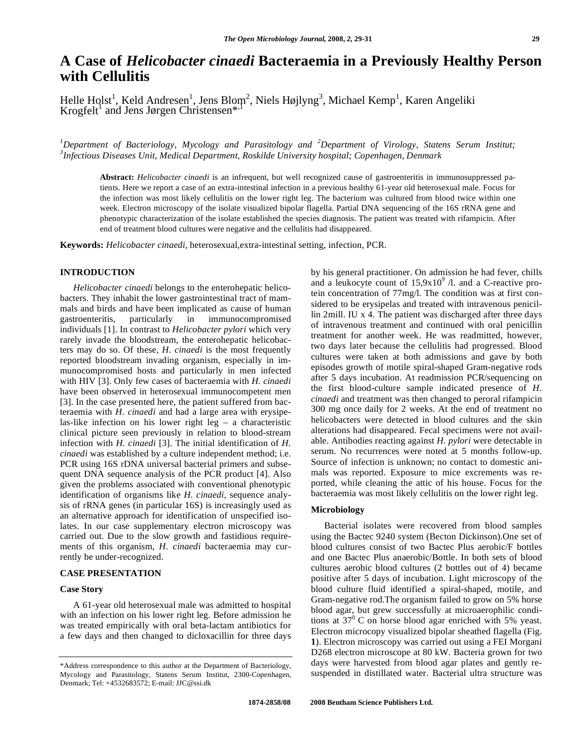# A Case of *Helicobacter cinaedi* Bacteraemia in a Previously Healthy Person with Cellulitis

Helle Holst[1], Keld Andresen[1], Jens Blom[2], Niels Højlyng[3], Michael Kemp[1], Karen Angeliki Krogfelt[1] and Jens Jørgen Christensen*[,1]

[1]*Department of Bacteriology, Mycology and Parasitology and* [2]*Department of Virology, Statens Serum Institut;* [3]*Infectious Diseases Unit, Medical Department, Roskilde University hospital; Copenhagen, Denmark*

**Abstract:** *Helicobacter cinaedi* is an infrequent, but well recognized cause of gastroenteritis in immunosuppressed patients. Here we report a case of an extra-intestinal infection in a previous healthy 61-year old heterosexual male. Focus for the infection was most likely cellulitis on the lower right leg. The bacterium was cultured from blood twice within one week. Electron microscopy of the isolate visualized bipolar flagella. Partial DNA sequencing of the 16S rRNA gene and phenotypic characterization of the isolate established the species diagnosis. The patient was treated with rifampicin. After end of treatment blood cultures were negative and the cellulitis had disappeared.

**Keywords:** *Helicobacter cinaedi,* heterosexual,extra-intestinal setting, infection, PCR.

## INTRODUCTION

*Helicobacter cinaedi* belongs to the enterohepatic helicobacters. They inhabit the lower gastrointestinal tract of mammals and birds and have been implicated as cause of human gastroenteritis, particularly in immunocompromised individuals [1]. In contrast to *Helicobacter pylori* which very rarely invade the bloodstream, the enterohepatic helicobacters may do so. Of these, *H. cinaedi* is the most frequently reported bloodstream invading organism, especially in immunocompromised hosts and particularly in men infected with HIV [3]. Only few cases of bacteraemia with *H. cinaedi* have been observed in heterosexual immunocompetent men [3]. In the case presented here, the patient suffered from bacteraemia with *H. cinaedi* and had a large area with erysipelas-like infection on his lower right leg – a characteristic clinical picture seen previously in relation to blood-stream infection with *H. cinaedi* [3]. The initial identification of *H. cinaedi* was established by a culture independent method; i.e. PCR using 16S rDNA universal bacterial primers and subsequent DNA sequence analysis of the PCR product [4]. Also given the problems associated with conventional phenotypic identification of organisms like *H. cinaedi,* sequence analysis of rRNA genes (in particular 16S) is increasingly used as an alternative approach for identification of unspecified isolates. In our case supplementary electron microscopy was carried out. Due to the slow growth and fastidious requirements of this organism, *H. cinaedi* bacteraemia may currently be under-recognized.

## CASE PRESENTATION

### Case Story

A 61-year old heterosexual male was admitted to hospital with an infection on his lower right leg. Before admission he was treated empirically with oral beta-lactam antibiotics for a few days and then changed to dicloxacillin for three days by his general practitioner. On admission he had fever, chills and a leukocyte count of $15{,}9 \times 10^9$ /l. and a C-reactive protein concentration of 77mg/l. The condition was at first considered to be erysipelas and treated with intravenous penicillin 2mill. IU x 4. The patient was discharged after three days of intravenous treatment and continued with oral penicillin treatment for another week. He was readmitted, however, two days later because the cellulitis had progressed. Blood cultures were taken at both admissions and gave by both episodes growth of motile spiral-shaped Gram-negative rods after 5 days incubation. At readmission PCR/sequencing on the first blood-culture sample indicated presence of *H. cinaedi* and treatment was then changed to peroral rifampicin 300 mg once daily for 2 weeks. At the end of treatment no helicobacters were detected in blood cultures and the skin alterations had disappeared. Fecal specimens were not available. Antibodies reacting against *H. pylori* were detectable in serum. No recurrences were noted at 5 months follow-up. Source of infection is unknown; no contact to domestic animals was reported. Exposure to mice excrements was reported, while cleaning the attic of his house. Focus for the bacteraemia was most likely cellulitis on the lower right leg.

### Microbiology

Bacterial isolates were recovered from blood samples using the Bactec 9240 system (Becton Dickinson).One set of blood cultures consist of two Bactec Plus aerobic/F bottles and one Bactec Plus anaerobic/Bottle. In both sets of blood cultures aerobic blood cultures (2 bottles out of 4) became positive after 5 days of incubation. Light microscopy of the blood culture fluid identified a spiral-shaped, motile, and Gram-negative rod.The organism failed to grow on 5% horse blood agar, but grew successfully at microaerophilic conditions at $37^0$ C on horse blood agar enriched with 5% yeast. Electron micrcopy visualized bipolar sheathed flagella (Fig. **1**). Electron microscopy was carried out using a FEI Morgani D268 electron microscope at 80 kW. Bacteria grown for two days were harvested from blood agar plates and gently re-suspended in distillated water. Bacterial ultra structure was

\*Address correspondence to this author at the Department of Bacteriology, Mycology and Parasitology, Statens Serum Institut, 2300-Copenhagen, Denmark; Tel: +4532683572; E-mail: JJC@ssi.dk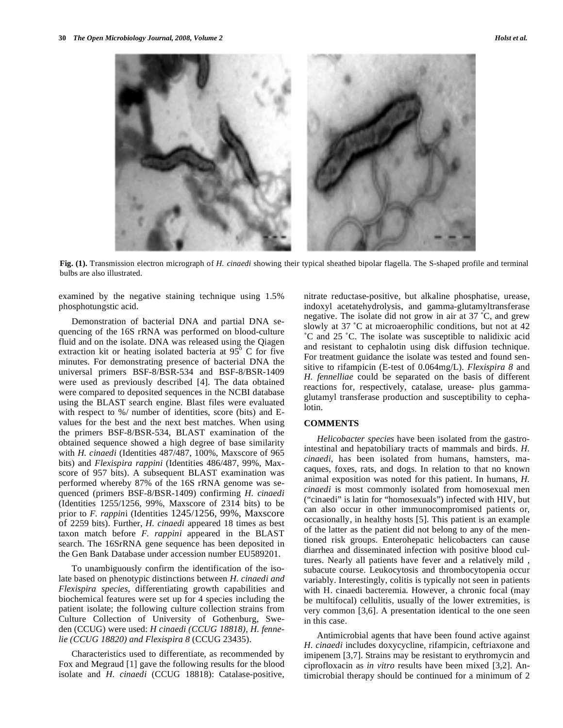Fig. (1). Transmission electron micrograph of *H. cinaedi* showing their typical sheathed bipolar flagella. The S-shaped profile and terminal bulbs are also illustrated.

examined by the negative staining technique using 1.5% phosphotungstic acid.

Demonstration of bacterial DNA and partial DNA sequencing of the 16S rRNA was performed on blood-culture fluid and on the isolate. DNA was released using the Qiagen extraction kit or heating isolated bacteria at 95$^o$ C for five minutes. For demonstrating presence of bacterial DNA the universal primers BSF-8/BSR-534 and BSF-8/BSR-1409 were used as previously described [4]. The data obtained were compared to deposited sequences in the NCBI database using the BLAST search engine. Blast files were evaluated with respect to %/ number of identities, score (bits) and E-values for the best and the next best matches. When using the primers BSF-8/BSR-534, BLAST examination of the obtained sequence showed a high degree of base similarity with *H. cinaedi* (Identities 487/487, 100%, Maxscore of 965 bits) and *Flexispira rappini* (Identities 486/487, 99%, Maxscore of 957 bits). A subsequent BLAST examination was performed whereby 87% of the 16S rRNA genome was sequenced (primers BSF-8/BSR-1409) confirming *H. cinaedi* (Identities 1255/1256, 99%, Maxscore of 2314 bits) to be prior to *F. rappini* (Identities 1245/1256, 99%, Maxscore of 2259 bits). Further, *H. cinaedi* appeared 18 times as best taxon match before *F. rappini* appeared in the BLAST search. The 16SrRNA gene sequence has been deposited in the Gen Bank Database under accession number EU589201.

To unambiguously confirm the identification of the isolate based on phenotypic distinctions between *H. cinaedi and Flexispira species*, differentiating growth capabilities and biochemical features were set up for 4 species including the patient isolate; the following culture collection strains from Culture Collection of University of Gothenburg, Sweden (CCUG) were used: *H cinaedi (CCUG 18818)*, *H. fennelie (CCUG 18820) and Flexispira 8* (CCUG 23435).

Characteristics used to differentiate, as recommended by Fox and Megraud [1] gave the following results for the blood isolate and *H. cinaedi* (CCUG 18818): Catalase-positive, nitrate reductase-positive, but alkaline phosphatise, urease, indoxyl acetatehydrolysis, and gamma-glutamyltransferase negative. The isolate did not grow in air at 37 ˚C, and grew slowly at 37 ˚C at microaerophilic conditions, but not at 42 ˚C and 25 ˚C. The isolate was susceptible to nalidixic acid and resistant to cephalotin using disk diffusion technique. For treatment guidance the isolate was tested and found sensitive to rifampicin (E-test of 0.064mg/L). *Flexispira 8* and *H. fennelliae* could be separated on the basis of different reactions for, respectively, catalase, urease- plus gamma-glutamyl transferase production and susceptibility to cephalotin.

## COMMENTS

*Helicobacter species* have been isolated from the gastrointestinal and hepatobiliary tracts of mammals and birds. *H. cinaedi*, has been isolated from humans, hamsters, macaques, foxes, rats, and dogs. In relation to that no known animal exposition was noted for this patient. In humans, *H. cinaedi* is most commonly isolated from homosexual men ("cinaedi" is latin for "homosexuals") infected with HIV, but can also occur in other immunocompromised patients or, occasionally, in healthy hosts [5]. This patient is an example of the latter as the patient did not belong to any of the mentioned risk groups. Enterohepatic helicobacters can cause diarrhea and disseminated infection with positive blood cultures. Nearly all patients have fever and a relatively mild , subacute course. Leukocytosis and thrombocytopenia occur variably. Interestingly, colitis is typically not seen in patients with H. cinaedi bacteremia. However, a chronic focal (may be multifocal) cellulitis, usually of the lower extremities, is very common [3,6]. A presentation identical to the one seen in this case.

Antimicrobial agents that have been found active against *H. cinaedi* includes doxycycline, rifampicin, ceftriaxone and imipenem [3,7]. Strains may be resistant to erythromycin and ciprofloxacin as *in vitro* results have been mixed [3,2]. Antimicrobial therapy should be continued for a minimum of 2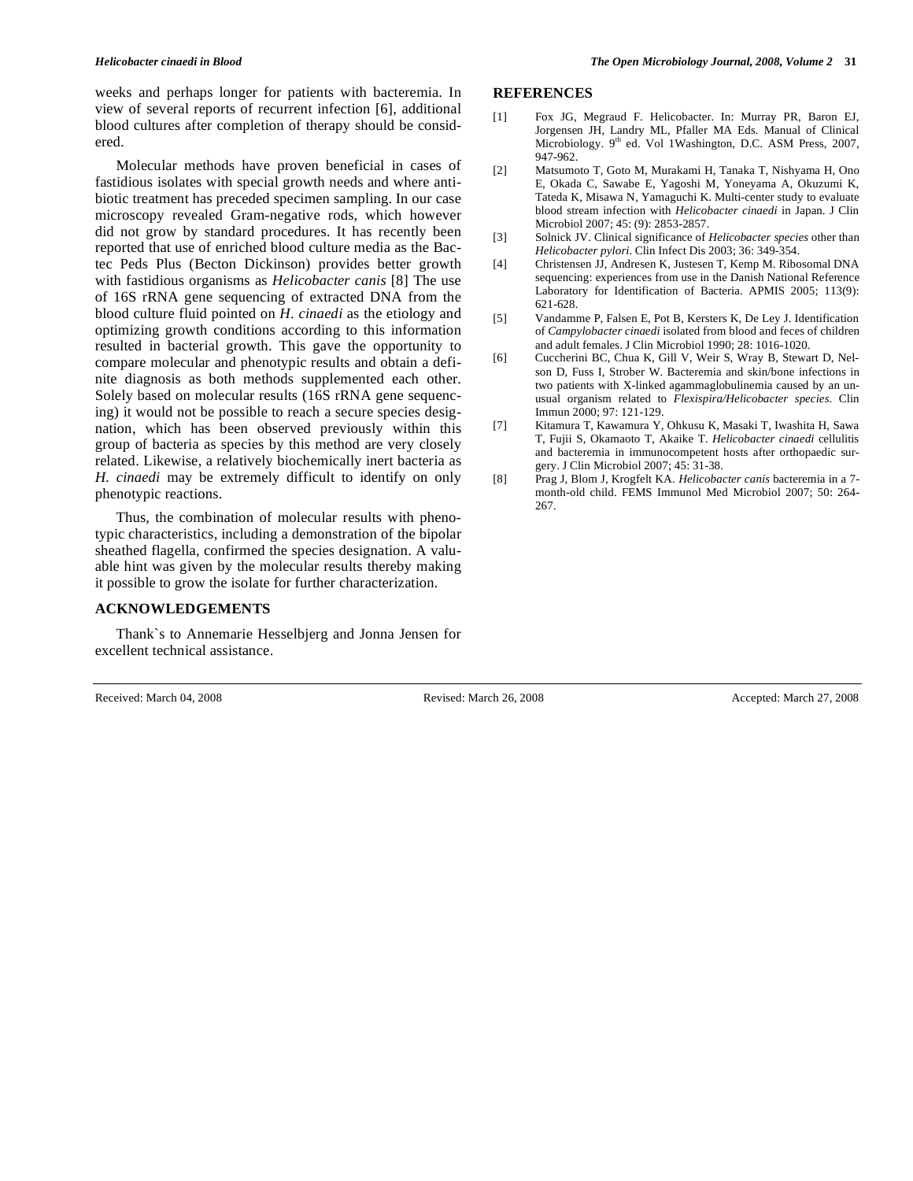weeks and perhaps longer for patients with bacteremia. In view of several reports of recurrent infection [6], additional blood cultures after completion of therapy should be considered.

Molecular methods have proven beneficial in cases of fastidious isolates with special growth needs and where antibiotic treatment has preceded specimen sampling. In our case microscopy revealed Gram-negative rods, which however did not grow by standard procedures. It has recently been reported that use of enriched blood culture media as the Bactec Peds Plus (Becton Dickinson) provides better growth with fastidious organisms as *Helicobacter canis* [8] The use of 16S rRNA gene sequencing of extracted DNA from the blood culture fluid pointed on *H. cinaedi* as the etiology and optimizing growth conditions according to this information resulted in bacterial growth. This gave the opportunity to compare molecular and phenotypic results and obtain a definite diagnosis as both methods supplemented each other. Solely based on molecular results (16S rRNA gene sequencing) it would not be possible to reach a secure species designation, which has been observed previously within this group of bacteria as species by this method are very closely related. Likewise, a relatively biochemically inert bacteria as *H. cinaedi* may be extremely difficult to identify on only phenotypic reactions.

Thus, the combination of molecular results with phenotypic characteristics, including a demonstration of the bipolar sheathed flagella, confirmed the species designation. A valuable hint was given by the molecular results thereby making it possible to grow the isolate for further characterization.

## ACKNOWLEDGEMENTS

Thank`s to Annemarie Hesselbjerg and Jonna Jensen for excellent technical assistance.

## REFERENCES

[1] Fox JG, Megraud F. Helicobacter. In: Murray PR, Baron EJ, Jorgensen JH, Landry ML, Pfaller MA Eds. Manual of Clinical Microbiology. 9th ed. Vol 1Washington, D.C. ASM Press, 2007, 947-962.

[2] Matsumoto T, Goto M, Murakami H, Tanaka T, Nishyama H, Ono E, Okada C, Sawabe E, Yagoshi M, Yoneyama A, Okuzumi K, Tateda K, Misawa N, Yamaguchi K. Multi-center study to evaluate blood stream infection with *Helicobacter cinaedi* in Japan. J Clin Microbiol 2007; 45: (9): 2853-2857.

[3] Solnick JV. Clinical significance of *Helicobacter species* other than *Helicobacter pylori*. Clin Infect Dis 2003; 36: 349-354.

[4] Christensen JJ, Andresen K, Justesen T, Kemp M. Ribosomal DNA sequencing: experiences from use in the Danish National Reference Laboratory for Identification of Bacteria. APMIS 2005; 113(9): 621-628.

[5] Vandamme P, Falsen E, Pot B, Kersters K, De Ley J. Identification of *Campylobacter cinaedi* isolated from blood and feces of children and adult females. J Clin Microbiol 1990; 28: 1016-1020.

[6] Cuccherini BC, Chua K, Gill V, Weir S, Wray B, Stewart D, Nelson D, Fuss I, Strober W. Bacteremia and skin/bone infections in two patients with X-linked agammaglobulinemia caused by an unusual organism related to *Flexispira/Helicobacter species*. Clin Immun 2000; 97: 121-129.

[7] Kitamura T, Kawamura Y, Ohkusu K, Masaki T, Iwashita H, Sawa T, Fujii S, Okamaoto T, Akaike T. *Helicobacter cinaedi* cellulitis and bacteremia in immunocompetent hosts after orthopaedic surgery. J Clin Microbiol 2007; 45: 31-38.

[8] Prag J, Blom J, Krogfelt KA. *Helicobacter canis* bacteremia in a 7-month-old child. FEMS Immunol Med Microbiol 2007; 50: 264-267.

Received: March 04, 2008 Revised: March 26, 2008 Accepted: March 27, 2008